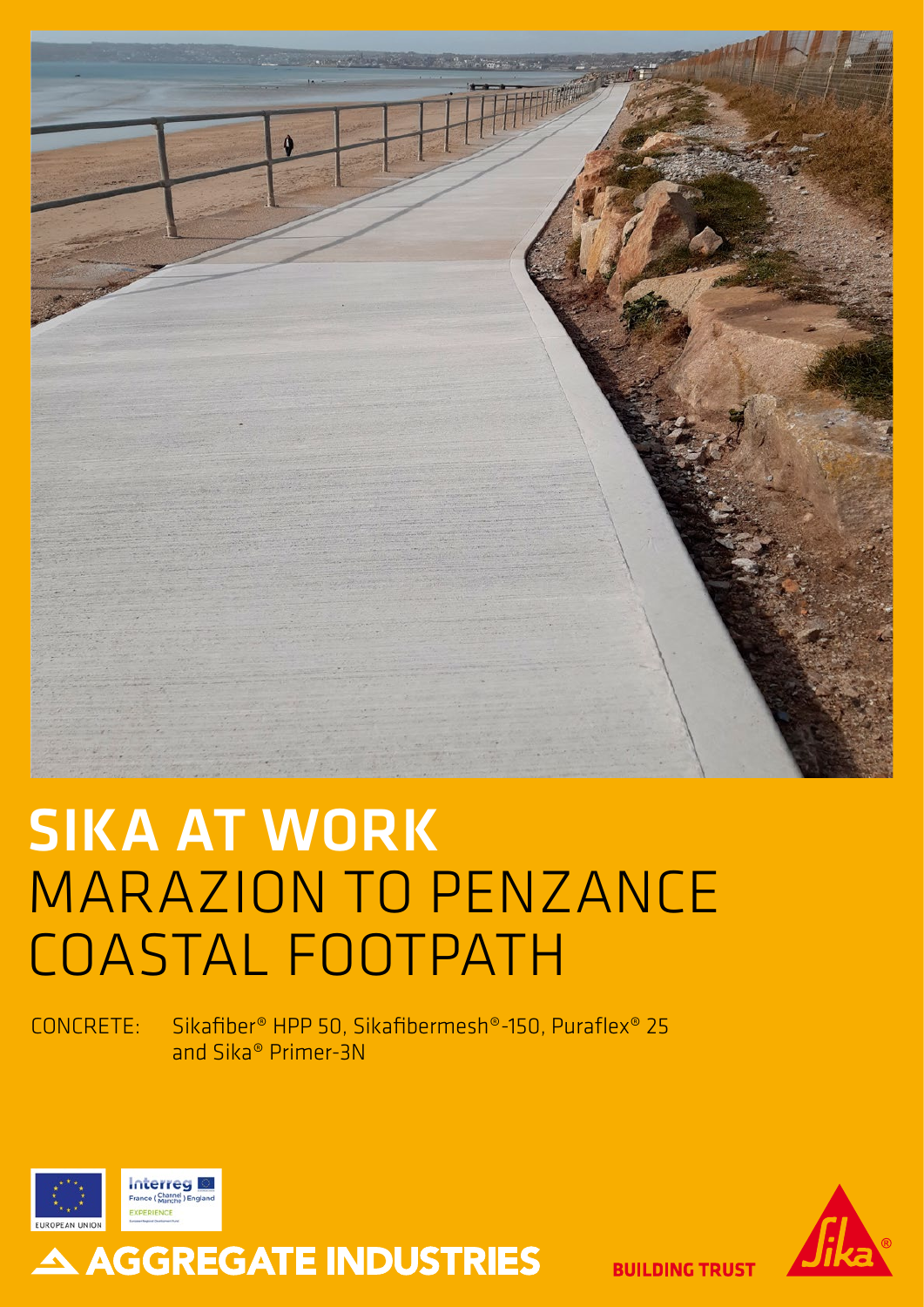# SIKA AT WORK
# MARAZION TO PENZANCE COASTAL FOOTPATH

CONCRETE: Sikafiber® HPP 50, Sikafibermesh®-150, Puraflex® 25 and Sika® Primer-3N

EUROPEAN UNION

Interreg France (Channel Manche) England

EXPERIENCE

AGGREGATE INDUSTRIES

BUILDING TRUST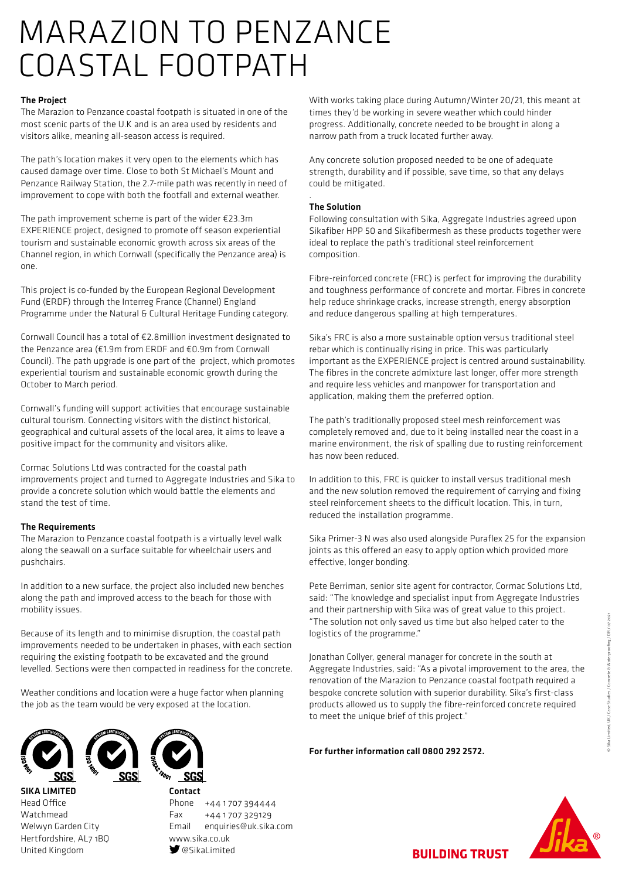# MARAZION TO PENZANCE COASTAL FOOTPATH

**The Project**

The Marazion to Penzance coastal footpath is situated in one of the most scenic parts of the U.K and is an area used by residents and visitors alike, meaning all-season access is required.

The path's location makes it very open to the elements which has caused damage over time. Close to both St Michael's Mount and Penzance Railway Station, the 2.7-mile path was recently in need of improvement to cope with both the footfall and external weather.

The path improvement scheme is part of the wider €23.3m EXPERIENCE project, designed to promote off season experiential tourism and sustainable economic growth across six areas of the Channel region, in which Cornwall (specifically the Penzance area) is one.

This project is co-funded by the European Regional Development Fund (ERDF) through the Interreg France (Channel) England Programme under the Natural & Cultural Heritage Funding category.

Cornwall Council has a total of €2.8million investment designated to the Penzance area (€1.9m from ERDF and €0.9m from Cornwall Council). The path upgrade is one part of the project, which promotes experiential tourism and sustainable economic growth during the October to March period.

Cornwall's funding will support activities that encourage sustainable cultural tourism. Connecting visitors with the distinct historical, geographical and cultural assets of the local area, it aims to leave a positive impact for the community and visitors alike.

Cormac Solutions Ltd was contracted for the coastal path improvements project and turned to Aggregate Industries and Sika to provide a concrete solution which would battle the elements and stand the test of time.

**The Requirements**

The Marazion to Penzance coastal footpath is a virtually level walk along the seawall on a surface suitable for wheelchair users and pushchairs.

In addition to a new surface, the project also included new benches along the path and improved access to the beach for those with mobility issues.

Because of its length and to minimise disruption, the coastal path improvements needed to be undertaken in phases, with each section requiring the existing footpath to be excavated and the ground levelled. Sections were then compacted in readiness for the concrete.

Weather conditions and location were a huge factor when planning the job as the team would be very exposed at the location.

With works taking place during Autumn/Winter 20/21, this meant at times they'd be working in severe weather which could hinder progress. Additionally, concrete needed to be brought in along a narrow path from a truck located further away.

Any concrete solution proposed needed to be one of adequate strength, durability and if possible, save time, so that any delays could be mitigated.

**The Solution**

Following consultation with Sika, Aggregate Industries agreed upon Sikafiber HPP 50 and Sikafibermesh as these products together were ideal to replace the path's traditional steel reinforcement composition.

Fibre-reinforced concrete (FRC) is perfect for improving the durability and toughness performance of concrete and mortar. Fibres in concrete help reduce shrinkage cracks, increase strength, energy absorption and reduce dangerous spalling at high temperatures.

Sika's FRC is also a more sustainable option versus traditional steel rebar which is continually rising in price. This was particularly important as the EXPERIENCE project is centred around sustainability. The fibres in the concrete admixture last longer, offer more strength and require less vehicles and manpower for transportation and application, making them the preferred option.

The path's traditionally proposed steel mesh reinforcement was completely removed and, due to it being installed near the coast in a marine environment, the risk of spalling due to rusting reinforcement has now been reduced.

In addition to this, FRC is quicker to install versus traditional mesh and the new solution removed the requirement of carrying and fixing steel reinforcement sheets to the difficult location. This, in turn, reduced the installation programme.

Sika Primer-3 N was also used alongside Puraflex 25 for the expansion joints as this offered an easy to apply option which provided more effective, longer bonding.

Pete Berriman, senior site agent for contractor, Cormac Solutions Ltd, said: "The knowledge and specialist input from Aggregate Industries and their partnership with Sika was of great value to this project. "The solution not only saved us time but also helped cater to the logistics of the programme."

Jonathan Collyer, general manager for concrete in the south at Aggregate Industries, said: "As a pivotal improvement to the area, the renovation of the Marazion to Penzance coastal footpath required a bespoke concrete solution with superior durability. Sika's first-class products allowed us to supply the fibre-reinforced concrete required to meet the unique brief of this project."

**For further information call 0800 292 2572.**

**SIKA LIMITED**
Head Office
Watchmead
Welwyn Garden City
Hertfordshire, AL7 1BQ
United Kingdom

**Contact**
Phone +44 1707 394444
Fax +44 1707 329129
Email enquiries@uk.sika.com
www.sika.co.uk
@SikaLimited

**BUILDING TRUST**